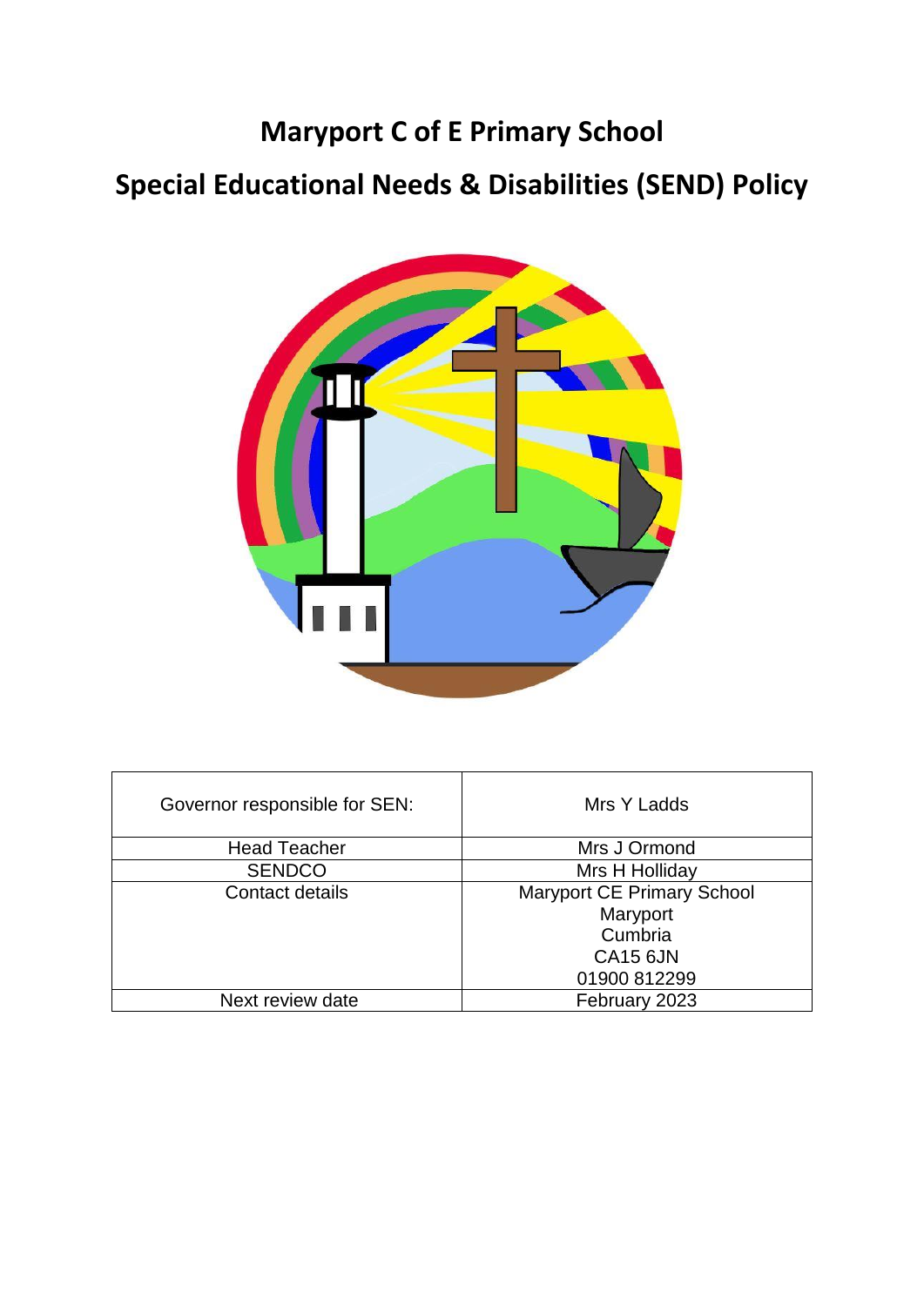# Maryport C of E Primary School

# Special Educational Needs & Disabilities (SEND) Policy

| Governor responsible for SEN: | Mrs Y Ladds |
|---|---|
| Head Teacher | Mrs J Ormond |
| SENDCO | Mrs H Holliday |
| Contact details | Maryport CE Primary School<br>Maryport<br>Cumbria<br>CA15 6JN<br>01900 812299 |
| Next review date | February 2023 |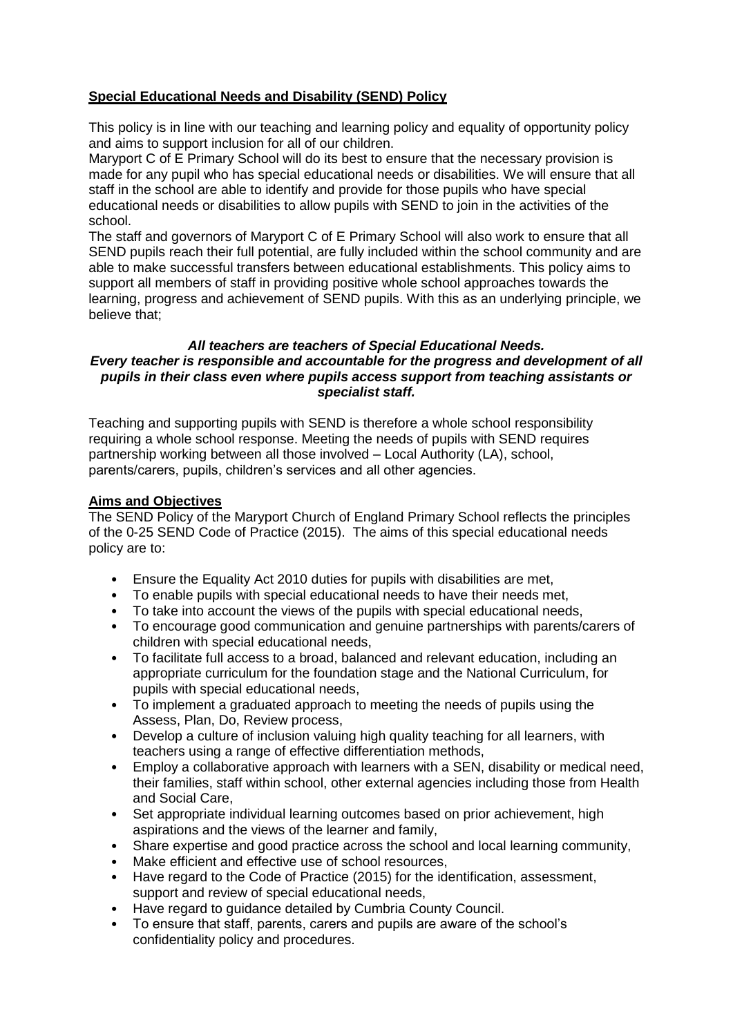## Special Educational Needs and Disability (SEND) Policy

This policy is in line with our teaching and learning policy and equality of opportunity policy and aims to support inclusion for all of our children.

Maryport C of E Primary School will do its best to ensure that the necessary provision is made for any pupil who has special educational needs or disabilities. We will ensure that all staff in the school are able to identify and provide for those pupils who have special educational needs or disabilities to allow pupils with SEND to join in the activities of the school.

The staff and governors of Maryport C of E Primary School will also work to ensure that all SEND pupils reach their full potential, are fully included within the school community and are able to make successful transfers between educational establishments. This policy aims to support all members of staff in providing positive whole school approaches towards the learning, progress and achievement of SEND pupils. With this as an underlying principle, we believe that;

***All teachers are teachers of Special Educational Needs.***
***Every teacher is responsible and accountable for the progress and development of all pupils in their class even where pupils access support from teaching assistants or specialist staff.***

Teaching and supporting pupils with SEND is therefore a whole school responsibility requiring a whole school response. Meeting the needs of pupils with SEND requires partnership working between all those involved – Local Authority (LA), school, parents/carers, pupils, children's services and all other agencies.

### Aims and Objectives

The SEND Policy of the Maryport Church of England Primary School reflects the principles of the 0-25 SEND Code of Practice (2015). The aims of this special educational needs policy are to:

- Ensure the Equality Act 2010 duties for pupils with disabilities are met,
- To enable pupils with special educational needs to have their needs met,
- To take into account the views of the pupils with special educational needs,
- To encourage good communication and genuine partnerships with parents/carers of children with special educational needs,
- To facilitate full access to a broad, balanced and relevant education, including an appropriate curriculum for the foundation stage and the National Curriculum, for pupils with special educational needs,
- To implement a graduated approach to meeting the needs of pupils using the Assess, Plan, Do, Review process,
- Develop a culture of inclusion valuing high quality teaching for all learners, with teachers using a range of effective differentiation methods,
- Employ a collaborative approach with learners with a SEN, disability or medical need, their families, staff within school, other external agencies including those from Health and Social Care,
- Set appropriate individual learning outcomes based on prior achievement, high aspirations and the views of the learner and family,
- Share expertise and good practice across the school and local learning community,
- Make efficient and effective use of school resources,
- Have regard to the Code of Practice (2015) for the identification, assessment, support and review of special educational needs,
- Have regard to guidance detailed by Cumbria County Council.
- To ensure that staff, parents, carers and pupils are aware of the school's confidentiality policy and procedures.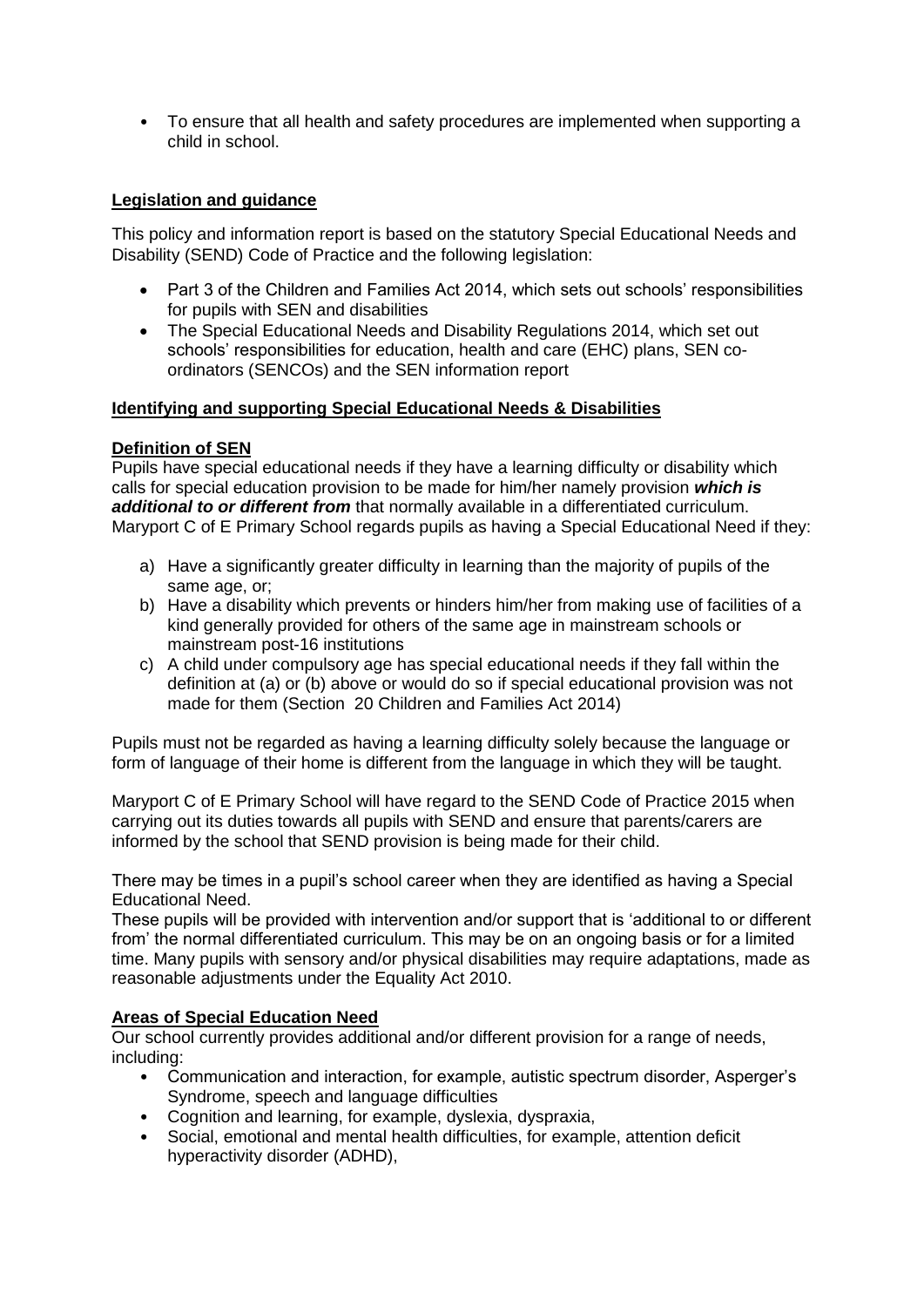- To ensure that all health and safety procedures are implemented when supporting a child in school.

## Legislation and guidance

This policy and information report is based on the statutory Special Educational Needs and Disability (SEND) Code of Practice and the following legislation:

- Part 3 of the Children and Families Act 2014, which sets out schools' responsibilities for pupils with SEN and disabilities
- The Special Educational Needs and Disability Regulations 2014, which set out schools' responsibilities for education, health and care (EHC) plans, SEN co-ordinators (SENCOs) and the SEN information report

## Identifying and supporting Special Educational Needs & Disabilities

### Definition of SEN

Pupils have special educational needs if they have a learning difficulty or disability which calls for special education provision to be made for him/her namely provision ***which is additional to or different from*** that normally available in a differentiated curriculum. Maryport C of E Primary School regards pupils as having a Special Educational Need if they:

a) Have a significantly greater difficulty in learning than the majority of pupils of the same age, or;
b) Have a disability which prevents or hinders him/her from making use of facilities of a kind generally provided for others of the same age in mainstream schools or mainstream post-16 institutions
c) A child under compulsory age has special educational needs if they fall within the definition at (a) or (b) above or would do so if special educational provision was not made for them (Section 20 Children and Families Act 2014)

Pupils must not be regarded as having a learning difficulty solely because the language or form of language of their home is different from the language in which they will be taught.

Maryport C of E Primary School will have regard to the SEND Code of Practice 2015 when carrying out its duties towards all pupils with SEND and ensure that parents/carers are informed by the school that SEND provision is being made for their child.

There may be times in a pupil's school career when they are identified as having a Special Educational Need.
These pupils will be provided with intervention and/or support that is 'additional to or different from' the normal differentiated curriculum. This may be on an ongoing basis or for a limited time. Many pupils with sensory and/or physical disabilities may require adaptations, made as reasonable adjustments under the Equality Act 2010.

### Areas of Special Education Need

Our school currently provides additional and/or different provision for a range of needs, including:

- Communication and interaction, for example, autistic spectrum disorder, Asperger's Syndrome, speech and language difficulties
- Cognition and learning, for example, dyslexia, dyspraxia,
- Social, emotional and mental health difficulties, for example, attention deficit hyperactivity disorder (ADHD),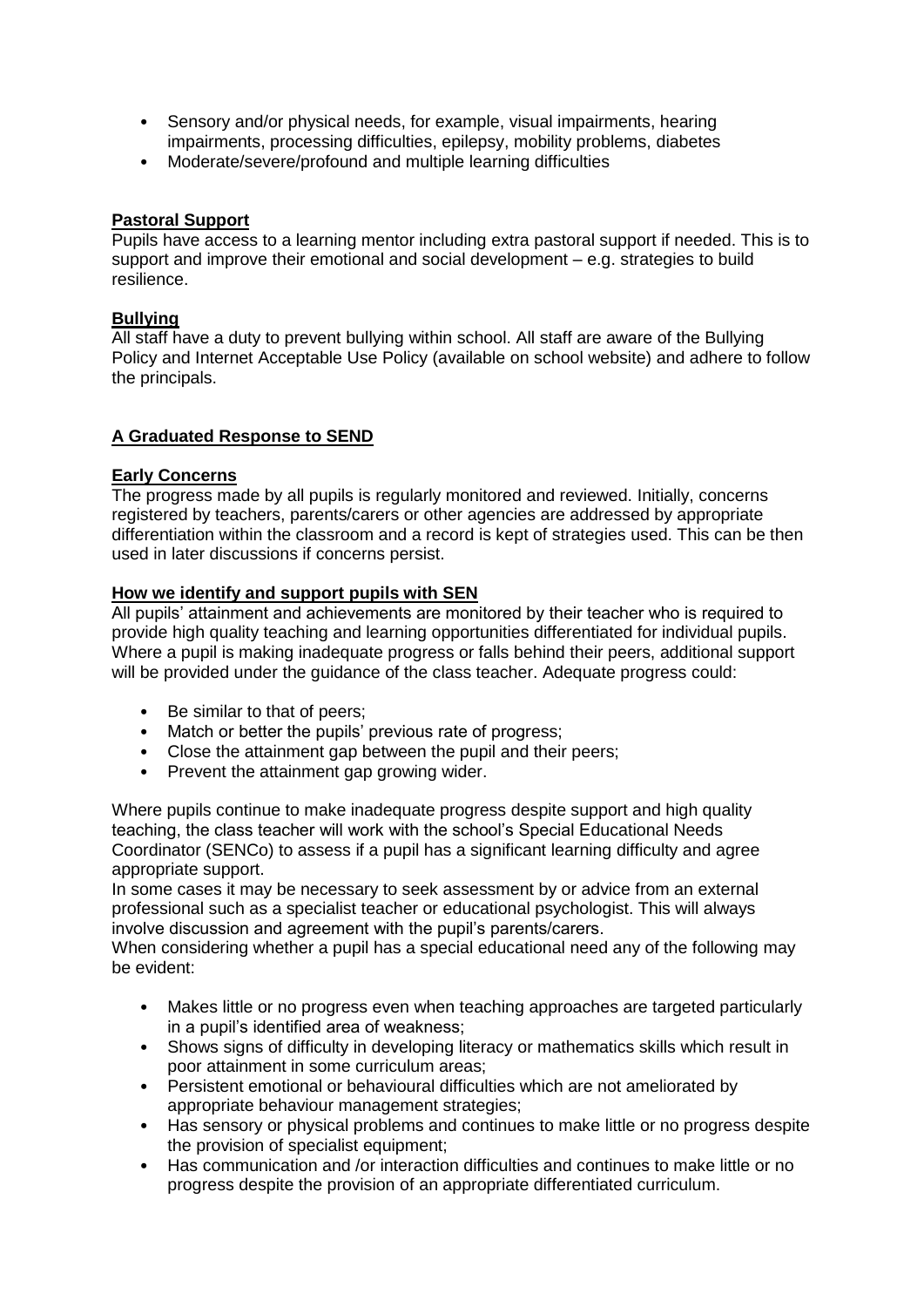- Sensory and/or physical needs, for example, visual impairments, hearing impairments, processing difficulties, epilepsy, mobility problems, diabetes
- Moderate/severe/profound and multiple learning difficulties

## Pastoral Support

Pupils have access to a learning mentor including extra pastoral support if needed. This is to support and improve their emotional and social development – e.g. strategies to build resilience.

## Bullying

All staff have a duty to prevent bullying within school. All staff are aware of the Bullying Policy and Internet Acceptable Use Policy (available on school website) and adhere to follow the principals.

## A Graduated Response to SEND

### Early Concerns

The progress made by all pupils is regularly monitored and reviewed. Initially, concerns registered by teachers, parents/carers or other agencies are addressed by appropriate differentiation within the classroom and a record is kept of strategies used. This can be then used in later discussions if concerns persist.

### How we identify and support pupils with SEN

All pupils' attainment and achievements are monitored by their teacher who is required to provide high quality teaching and learning opportunities differentiated for individual pupils. Where a pupil is making inadequate progress or falls behind their peers, additional support will be provided under the guidance of the class teacher. Adequate progress could:

- Be similar to that of peers;
- Match or better the pupils' previous rate of progress;
- Close the attainment gap between the pupil and their peers;
- Prevent the attainment gap growing wider.

Where pupils continue to make inadequate progress despite support and high quality teaching, the class teacher will work with the school's Special Educational Needs Coordinator (SENCo) to assess if a pupil has a significant learning difficulty and agree appropriate support.
In some cases it may be necessary to seek assessment by or advice from an external professional such as a specialist teacher or educational psychologist. This will always involve discussion and agreement with the pupil's parents/carers.
When considering whether a pupil has a special educational need any of the following may be evident:

- Makes little or no progress even when teaching approaches are targeted particularly in a pupil's identified area of weakness;
- Shows signs of difficulty in developing literacy or mathematics skills which result in poor attainment in some curriculum areas;
- Persistent emotional or behavioural difficulties which are not ameliorated by appropriate behaviour management strategies;
- Has sensory or physical problems and continues to make little or no progress despite the provision of specialist equipment;
- Has communication and /or interaction difficulties and continues to make little or no progress despite the provision of an appropriate differentiated curriculum.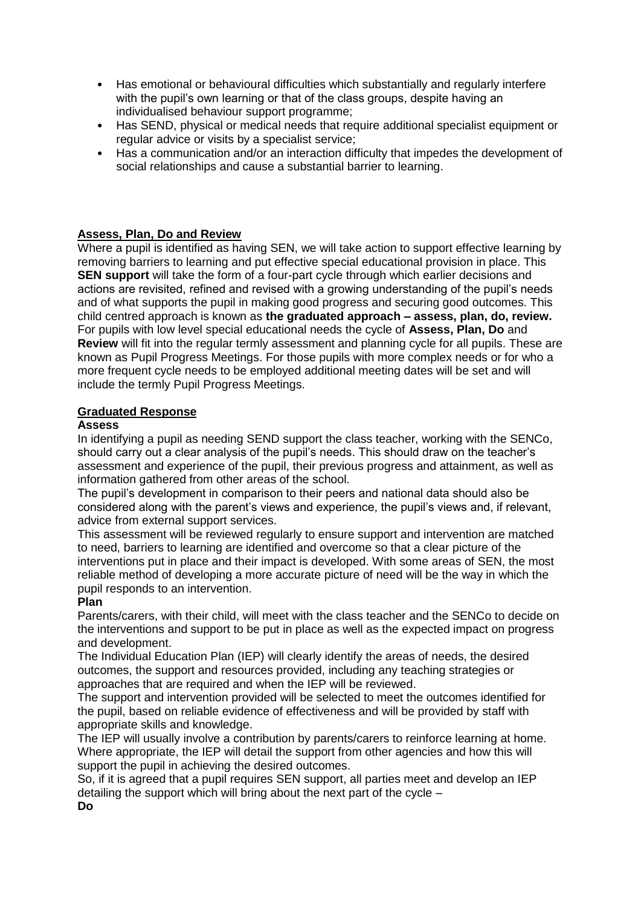- Has emotional or behavioural difficulties which substantially and regularly interfere with the pupil's own learning or that of the class groups, despite having an individualised behaviour support programme;
- Has SEND, physical or medical needs that require additional specialist equipment or regular advice or visits by a specialist service;
- Has a communication and/or an interaction difficulty that impedes the development of social relationships and cause a substantial barrier to learning.

**Assess, Plan, Do and Review**

Where a pupil is identified as having SEN, we will take action to support effective learning by removing barriers to learning and put effective special educational provision in place. This **SEN support** will take the form of a four-part cycle through which earlier decisions and actions are revisited, refined and revised with a growing understanding of the pupil's needs and of what supports the pupil in making good progress and securing good outcomes. This child centred approach is known as **the graduated approach – assess, plan, do, review.** For pupils with low level special educational needs the cycle of **Assess, Plan, Do** and **Review** will fit into the regular termly assessment and planning cycle for all pupils. These are known as Pupil Progress Meetings. For those pupils with more complex needs or for who a more frequent cycle needs to be employed additional meeting dates will be set and will include the termly Pupil Progress Meetings.

**Graduated Response**

**Assess**

In identifying a pupil as needing SEND support the class teacher, working with the SENCo, should carry out a clear analysis of the pupil's needs. This should draw on the teacher's assessment and experience of the pupil, their previous progress and attainment, as well as information gathered from other areas of the school.

The pupil's development in comparison to their peers and national data should also be considered along with the parent's views and experience, the pupil's views and, if relevant, advice from external support services.

This assessment will be reviewed regularly to ensure support and intervention are matched to need, barriers to learning are identified and overcome so that a clear picture of the interventions put in place and their impact is developed. With some areas of SEN, the most reliable method of developing a more accurate picture of need will be the way in which the pupil responds to an intervention.

**Plan**

Parents/carers, with their child, will meet with the class teacher and the SENCo to decide on the interventions and support to be put in place as well as the expected impact on progress and development.

The Individual Education Plan (IEP) will clearly identify the areas of needs, the desired outcomes, the support and resources provided, including any teaching strategies or approaches that are required and when the IEP will be reviewed.

The support and intervention provided will be selected to meet the outcomes identified for the pupil, based on reliable evidence of effectiveness and will be provided by staff with appropriate skills and knowledge.

The IEP will usually involve a contribution by parents/carers to reinforce learning at home. Where appropriate, the IEP will detail the support from other agencies and how this will support the pupil in achieving the desired outcomes.

So, if it is agreed that a pupil requires SEN support, all parties meet and develop an IEP detailing the support which will bring about the next part of the cycle –

**Do**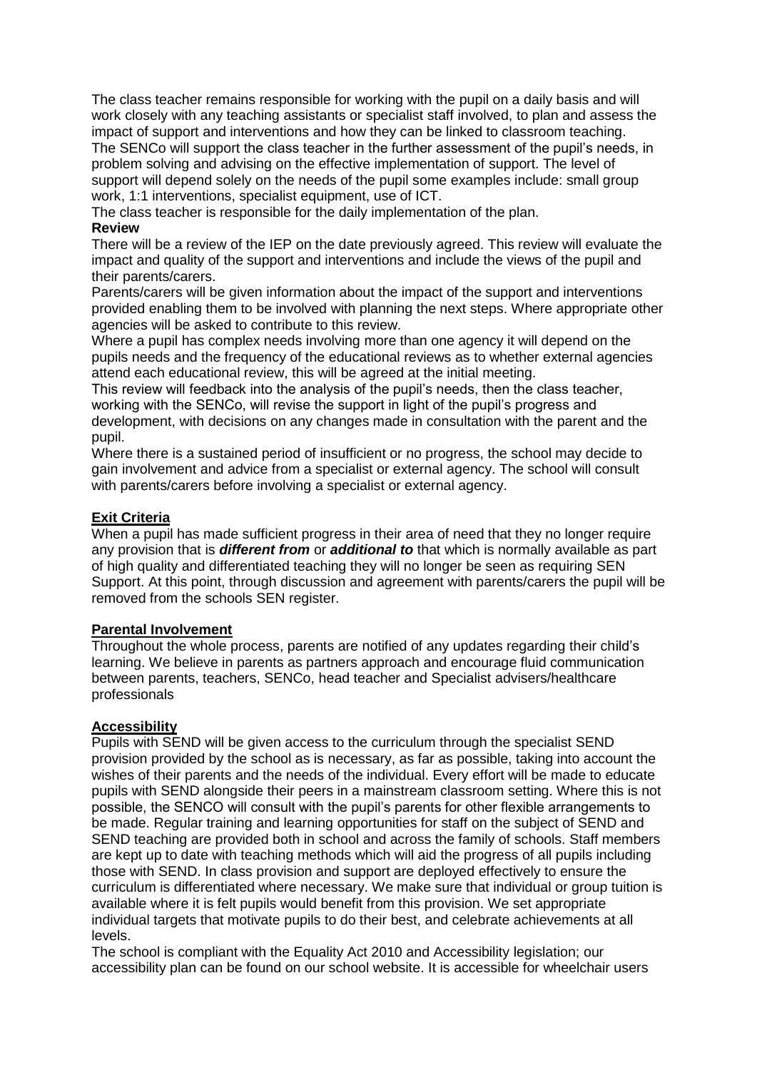The class teacher remains responsible for working with the pupil on a daily basis and will work closely with any teaching assistants or specialist staff involved, to plan and assess the impact of support and interventions and how they can be linked to classroom teaching. The SENCo will support the class teacher in the further assessment of the pupil's needs, in problem solving and advising on the effective implementation of support. The level of support will depend solely on the needs of the pupil some examples include: small group work, 1:1 interventions, specialist equipment, use of ICT.

The class teacher is responsible for the daily implementation of the plan.

**Review**

There will be a review of the IEP on the date previously agreed. This review will evaluate the impact and quality of the support and interventions and include the views of the pupil and their parents/carers.

Parents/carers will be given information about the impact of the support and interventions provided enabling them to be involved with planning the next steps. Where appropriate other agencies will be asked to contribute to this review.

Where a pupil has complex needs involving more than one agency it will depend on the pupils needs and the frequency of the educational reviews as to whether external agencies attend each educational review, this will be agreed at the initial meeting.

This review will feedback into the analysis of the pupil's needs, then the class teacher, working with the SENCo, will revise the support in light of the pupil's progress and development, with decisions on any changes made in consultation with the parent and the pupil.

Where there is a sustained period of insufficient or no progress, the school may decide to gain involvement and advice from a specialist or external agency. The school will consult with parents/carers before involving a specialist or external agency.

## Exit Criteria

When a pupil has made sufficient progress in their area of need that they no longer require any provision that is ***different from*** or ***additional to*** that which is normally available as part of high quality and differentiated teaching they will no longer be seen as requiring SEN Support. At this point, through discussion and agreement with parents/carers the pupil will be removed from the schools SEN register.

## Parental Involvement

Throughout the whole process, parents are notified of any updates regarding their child's learning. We believe in parents as partners approach and encourage fluid communication between parents, teachers, SENCo, head teacher and Specialist advisers/healthcare professionals

## Accessibility

Pupils with SEND will be given access to the curriculum through the specialist SEND provision provided by the school as is necessary, as far as possible, taking into account the wishes of their parents and the needs of the individual. Every effort will be made to educate pupils with SEND alongside their peers in a mainstream classroom setting. Where this is not possible, the SENCO will consult with the pupil's parents for other flexible arrangements to be made. Regular training and learning opportunities for staff on the subject of SEND and SEND teaching are provided both in school and across the family of schools. Staff members are kept up to date with teaching methods which will aid the progress of all pupils including those with SEND. In class provision and support are deployed effectively to ensure the curriculum is differentiated where necessary. We make sure that individual or group tuition is available where it is felt pupils would benefit from this provision. We set appropriate individual targets that motivate pupils to do their best, and celebrate achievements at all levels.

The school is compliant with the Equality Act 2010 and Accessibility legislation; our accessibility plan can be found on our school website. It is accessible for wheelchair users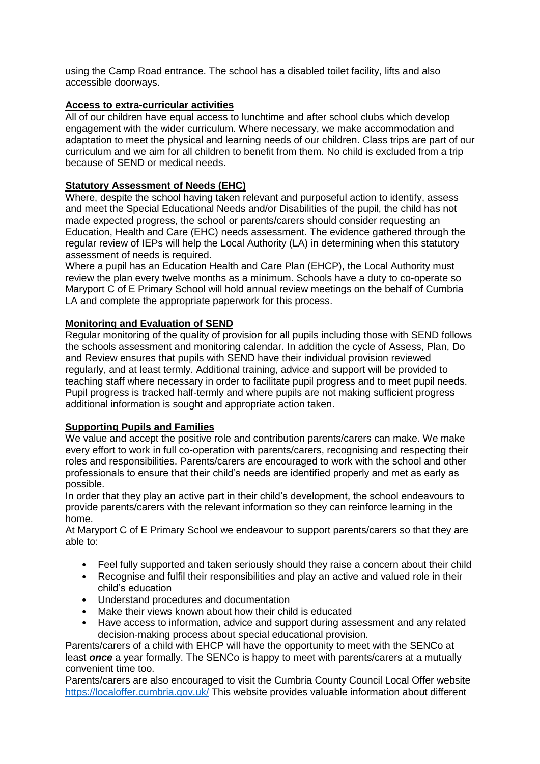using the Camp Road entrance. The school has a disabled toilet facility, lifts and also accessible doorways.

**Access to extra-curricular activities**

All of our children have equal access to lunchtime and after school clubs which develop engagement with the wider curriculum. Where necessary, we make accommodation and adaptation to meet the physical and learning needs of our children. Class trips are part of our curriculum and we aim for all children to benefit from them. No child is excluded from a trip because of SEND or medical needs.

**Statutory Assessment of Needs (EHC)**

Where, despite the school having taken relevant and purposeful action to identify, assess and meet the Special Educational Needs and/or Disabilities of the pupil, the child has not made expected progress, the school or parents/carers should consider requesting an Education, Health and Care (EHC) needs assessment. The evidence gathered through the regular review of IEPs will help the Local Authority (LA) in determining when this statutory assessment of needs is required.

Where a pupil has an Education Health and Care Plan (EHCP), the Local Authority must review the plan every twelve months as a minimum. Schools have a duty to co-operate so Maryport C of E Primary School will hold annual review meetings on the behalf of Cumbria LA and complete the appropriate paperwork for this process.

**Monitoring and Evaluation of SEND**

Regular monitoring of the quality of provision for all pupils including those with SEND follows the schools assessment and monitoring calendar. In addition the cycle of Assess, Plan, Do and Review ensures that pupils with SEND have their individual provision reviewed regularly, and at least termly. Additional training, advice and support will be provided to teaching staff where necessary in order to facilitate pupil progress and to meet pupil needs. Pupil progress is tracked half-termly and where pupils are not making sufficient progress additional information is sought and appropriate action taken.

**Supporting Pupils and Families**

We value and accept the positive role and contribution parents/carers can make. We make every effort to work in full co-operation with parents/carers, recognising and respecting their roles and responsibilities. Parents/carers are encouraged to work with the school and other professionals to ensure that their child's needs are identified properly and met as early as possible.

In order that they play an active part in their child's development, the school endeavours to provide parents/carers with the relevant information so they can reinforce learning in the home.

At Maryport C of E Primary School we endeavour to support parents/carers so that they are able to:

- Feel fully supported and taken seriously should they raise a concern about their child
- Recognise and fulfil their responsibilities and play an active and valued role in their child's education
- Understand procedures and documentation
- Make their views known about how their child is educated
- Have access to information, advice and support during assessment and any related decision-making process about special educational provision.

Parents/carers of a child with EHCP will have the opportunity to meet with the SENCo at least ***once*** a year formally. The SENCo is happy to meet with parents/carers at a mutually convenient time too.

Parents/carers are also encouraged to visit the Cumbria County Council Local Offer website https://localoffer.cumbria.gov.uk/ This website provides valuable information about different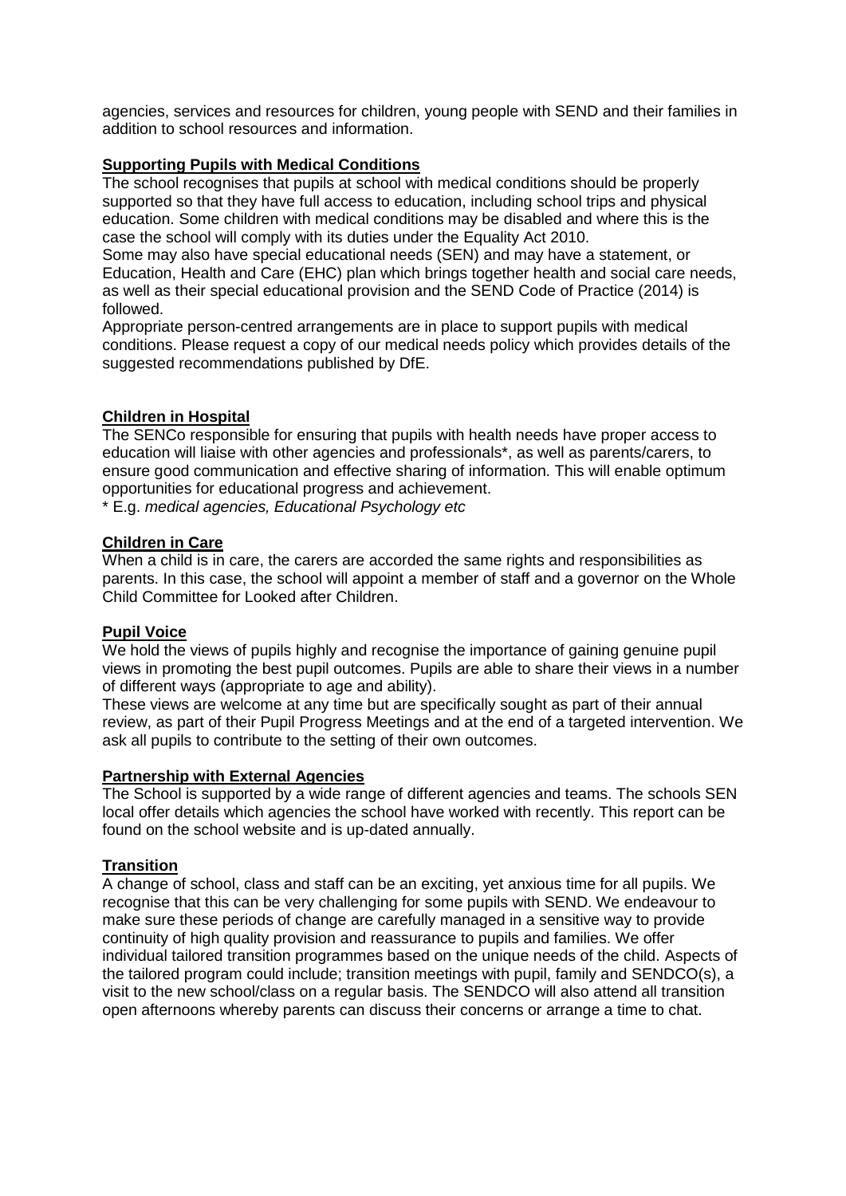agencies, services and resources for children, young people with SEND and their families in addition to school resources and information.

**Supporting Pupils with Medical Conditions**

The school recognises that pupils at school with medical conditions should be properly supported so that they have full access to education, including school trips and physical education. Some children with medical conditions may be disabled and where this is the case the school will comply with its duties under the Equality Act 2010.

Some may also have special educational needs (SEN) and may have a statement, or Education, Health and Care (EHC) plan which brings together health and social care needs, as well as their special educational provision and the SEND Code of Practice (2014) is followed.

Appropriate person-centred arrangements are in place to support pupils with medical conditions. Please request a copy of our medical needs policy which provides details of the suggested recommendations published by DfE.

**Children in Hospital**

The SENCo responsible for ensuring that pupils with health needs have proper access to education will liaise with other agencies and professionals*, as well as parents/carers, to ensure good communication and effective sharing of information. This will enable optimum opportunities for educational progress and achievement.

* E.g. *medical agencies, Educational Psychology etc*

**Children in Care**

When a child is in care, the carers are accorded the same rights and responsibilities as parents. In this case, the school will appoint a member of staff and a governor on the Whole Child Committee for Looked after Children.

**Pupil Voice**

We hold the views of pupils highly and recognise the importance of gaining genuine pupil views in promoting the best pupil outcomes. Pupils are able to share their views in a number of different ways (appropriate to age and ability).

These views are welcome at any time but are specifically sought as part of their annual review, as part of their Pupil Progress Meetings and at the end of a targeted intervention. We ask all pupils to contribute to the setting of their own outcomes.

**Partnership with External Agencies**

The School is supported by a wide range of different agencies and teams. The schools SEN local offer details which agencies the school have worked with recently. This report can be found on the school website and is up-dated annually.

**Transition**

A change of school, class and staff can be an exciting, yet anxious time for all pupils. We recognise that this can be very challenging for some pupils with SEND. We endeavour to make sure these periods of change are carefully managed in a sensitive way to provide continuity of high quality provision and reassurance to pupils and families. We offer individual tailored transition programmes based on the unique needs of the child. Aspects of the tailored program could include; transition meetings with pupil, family and SENDCO(s), a visit to the new school/class on a regular basis. The SENDCO will also attend all transition open afternoons whereby parents can discuss their concerns or arrange a time to chat.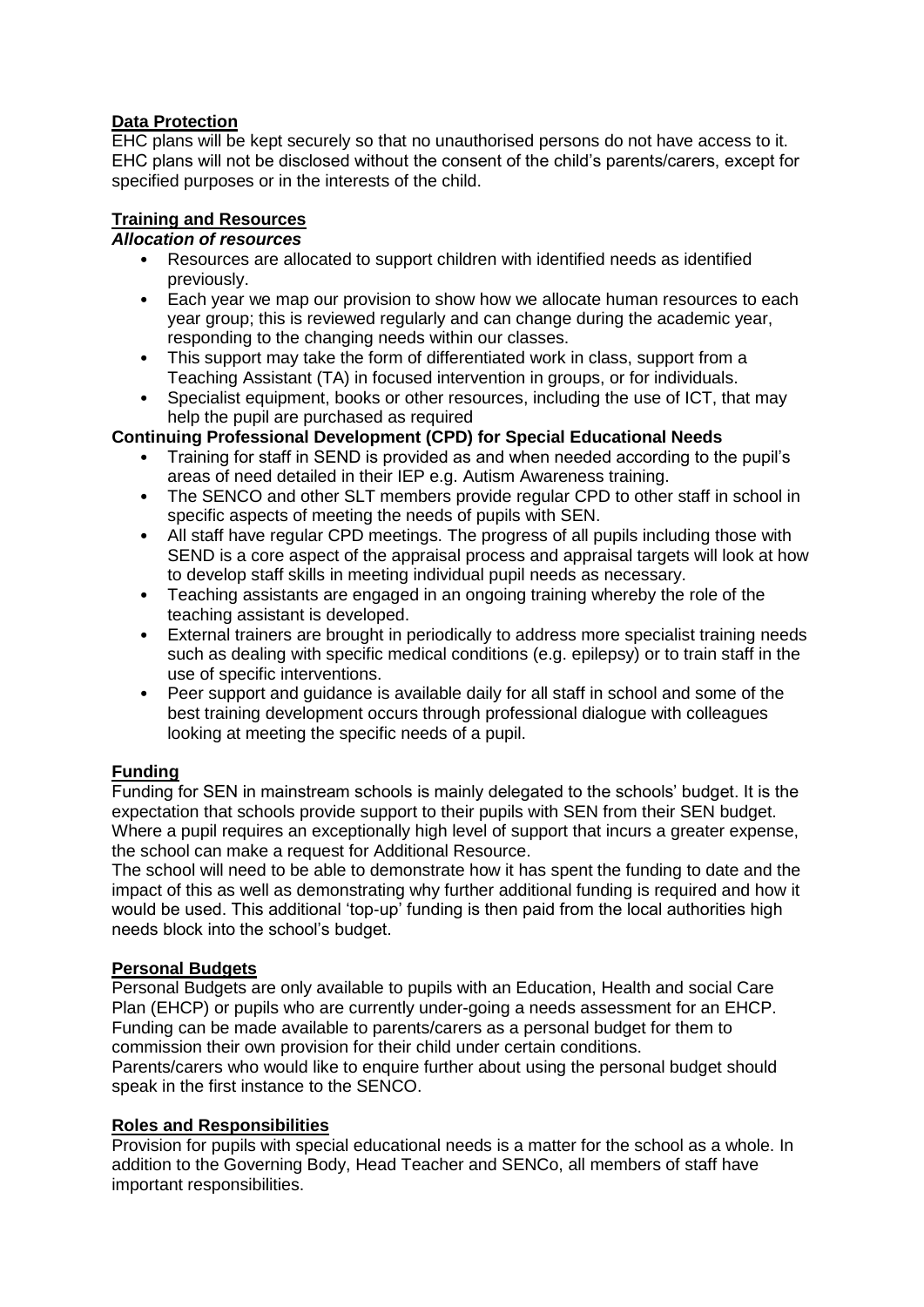## Data Protection

EHC plans will be kept securely so that no unauthorised persons do not have access to it. EHC plans will not be disclosed without the consent of the child's parents/carers, except for specified purposes or in the interests of the child.

## Training and Resources

### *Allocation of resources*

- Resources are allocated to support children with identified needs as identified previously.
- Each year we map our provision to show how we allocate human resources to each year group; this is reviewed regularly and can change during the academic year, responding to the changing needs within our classes.
- This support may take the form of differentiated work in class, support from a Teaching Assistant (TA) in focused intervention in groups, or for individuals.
- Specialist equipment, books or other resources, including the use of ICT, that may help the pupil are purchased as required

### Continuing Professional Development (CPD) for Special Educational Needs

- Training for staff in SEND is provided as and when needed according to the pupil's areas of need detailed in their IEP e.g. Autism Awareness training.
- The SENCO and other SLT members provide regular CPD to other staff in school in specific aspects of meeting the needs of pupils with SEN.
- All staff have regular CPD meetings. The progress of all pupils including those with SEND is a core aspect of the appraisal process and appraisal targets will look at how to develop staff skills in meeting individual pupil needs as necessary.
- Teaching assistants are engaged in an ongoing training whereby the role of the teaching assistant is developed.
- External trainers are brought in periodically to address more specialist training needs such as dealing with specific medical conditions (e.g. epilepsy) or to train staff in the use of specific interventions.
- Peer support and guidance is available daily for all staff in school and some of the best training development occurs through professional dialogue with colleagues looking at meeting the specific needs of a pupil.

## Funding

Funding for SEN in mainstream schools is mainly delegated to the schools' budget. It is the expectation that schools provide support to their pupils with SEN from their SEN budget. Where a pupil requires an exceptionally high level of support that incurs a greater expense, the school can make a request for Additional Resource.

The school will need to be able to demonstrate how it has spent the funding to date and the impact of this as well as demonstrating why further additional funding is required and how it would be used. This additional 'top-up' funding is then paid from the local authorities high needs block into the school's budget.

## Personal Budgets

Personal Budgets are only available to pupils with an Education, Health and social Care Plan (EHCP) or pupils who are currently under-going a needs assessment for an EHCP. Funding can be made available to parents/carers as a personal budget for them to commission their own provision for their child under certain conditions.

Parents/carers who would like to enquire further about using the personal budget should speak in the first instance to the SENCO.

## Roles and Responsibilities

Provision for pupils with special educational needs is a matter for the school as a whole. In addition to the Governing Body, Head Teacher and SENCo, all members of staff have important responsibilities.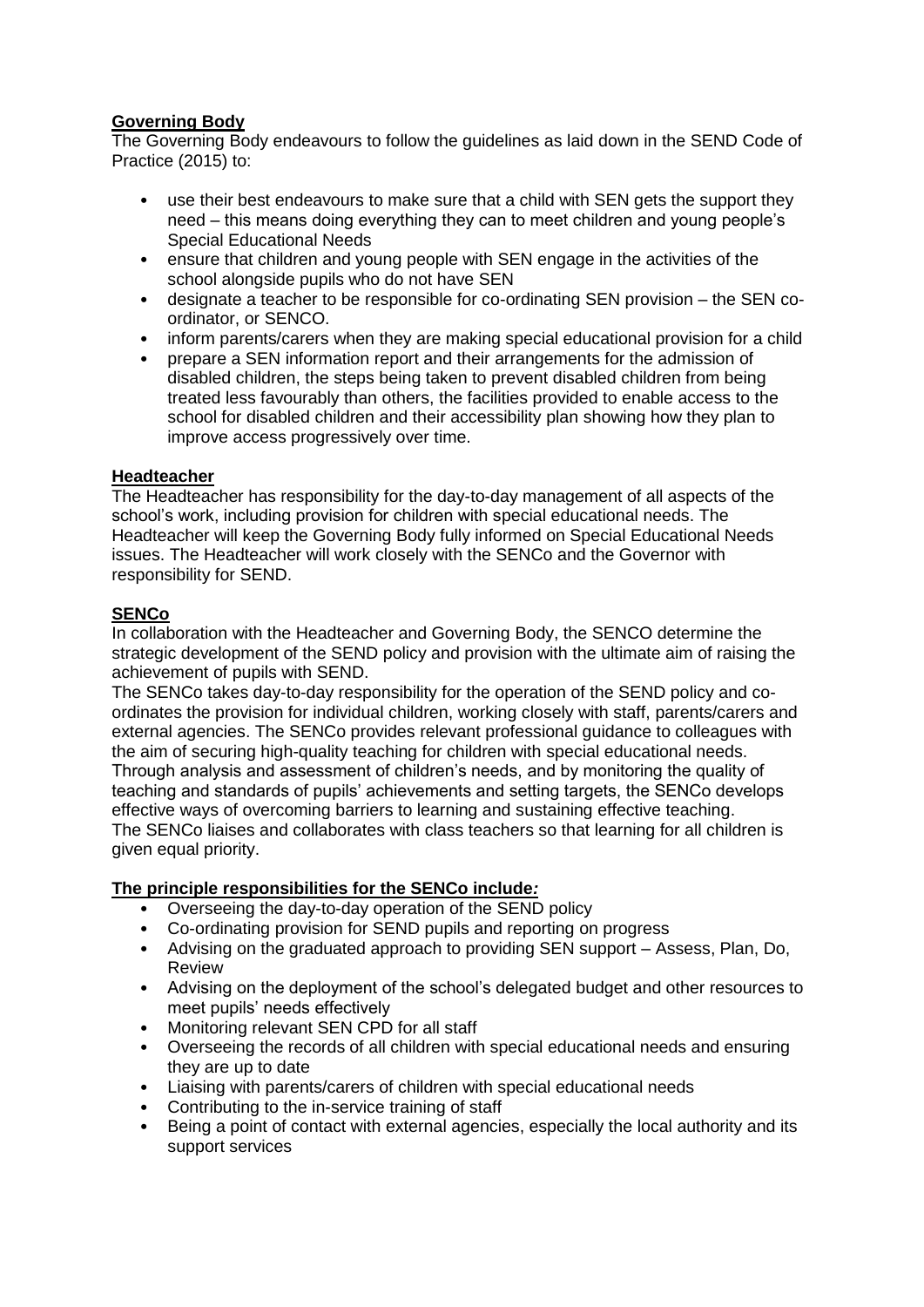**Governing Body**

The Governing Body endeavours to follow the guidelines as laid down in the SEND Code of Practice (2015) to:

- use their best endeavours to make sure that a child with SEN gets the support they need – this means doing everything they can to meet children and young people's Special Educational Needs
- ensure that children and young people with SEN engage in the activities of the school alongside pupils who do not have SEN
- designate a teacher to be responsible for co-ordinating SEN provision – the SEN co-ordinator, or SENCO.
- inform parents/carers when they are making special educational provision for a child
- prepare a SEN information report and their arrangements for the admission of disabled children, the steps being taken to prevent disabled children from being treated less favourably than others, the facilities provided to enable access to the school for disabled children and their accessibility plan showing how they plan to improve access progressively over time.

**Headteacher**

The Headteacher has responsibility for the day-to-day management of all aspects of the school's work, including provision for children with special educational needs. The Headteacher will keep the Governing Body fully informed on Special Educational Needs issues. The Headteacher will work closely with the SENCo and the Governor with responsibility for SEND.

**SENCo**

In collaboration with the Headteacher and Governing Body, the SENCO determine the strategic development of the SEND policy and provision with the ultimate aim of raising the achievement of pupils with SEND.

The SENCo takes day-to-day responsibility for the operation of the SEND policy and co-ordinates the provision for individual children, working closely with staff, parents/carers and external agencies. The SENCo provides relevant professional guidance to colleagues with the aim of securing high-quality teaching for children with special educational needs. Through analysis and assessment of children's needs, and by monitoring the quality of teaching and standards of pupils' achievements and setting targets, the SENCo develops effective ways of overcoming barriers to learning and sustaining effective teaching.

The SENCo liaises and collaborates with class teachers so that learning for all children is given equal priority.

**The principle responsibilities for the SENCo include*:***

- Overseeing the day-to-day operation of the SEND policy
- Co-ordinating provision for SEND pupils and reporting on progress
- Advising on the graduated approach to providing SEN support – Assess, Plan, Do, Review
- Advising on the deployment of the school's delegated budget and other resources to meet pupils' needs effectively
- Monitoring relevant SEN CPD for all staff
- Overseeing the records of all children with special educational needs and ensuring they are up to date
- Liaising with parents/carers of children with special educational needs
- Contributing to the in-service training of staff
- Being a point of contact with external agencies, especially the local authority and its support services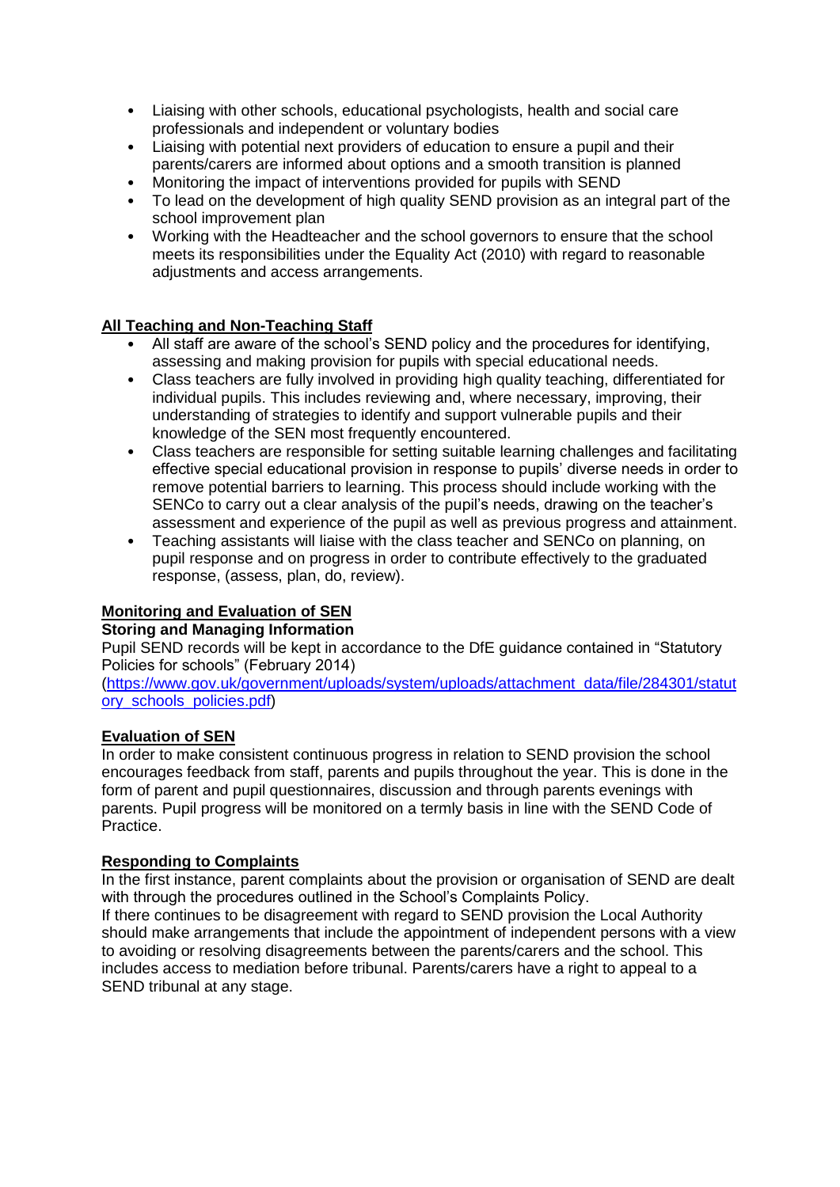- Liaising with other schools, educational psychologists, health and social care professionals and independent or voluntary bodies
- Liaising with potential next providers of education to ensure a pupil and their parents/carers are informed about options and a smooth transition is planned
- Monitoring the impact of interventions provided for pupils with SEND
- To lead on the development of high quality SEND provision as an integral part of the school improvement plan
- Working with the Headteacher and the school governors to ensure that the school meets its responsibilities under the Equality Act (2010) with regard to reasonable adjustments and access arrangements.

**All Teaching and Non-Teaching Staff**

- All staff are aware of the school's SEND policy and the procedures for identifying, assessing and making provision for pupils with special educational needs.
- Class teachers are fully involved in providing high quality teaching, differentiated for individual pupils. This includes reviewing and, where necessary, improving, their understanding of strategies to identify and support vulnerable pupils and their knowledge of the SEN most frequently encountered.
- Class teachers are responsible for setting suitable learning challenges and facilitating effective special educational provision in response to pupils' diverse needs in order to remove potential barriers to learning. This process should include working with the SENCo to carry out a clear analysis of the pupil's needs, drawing on the teacher's assessment and experience of the pupil as well as previous progress and attainment.
- Teaching assistants will liaise with the class teacher and SENCo on planning, on pupil response and on progress in order to contribute effectively to the graduated response, (assess, plan, do, review).

**Monitoring and Evaluation of SEN**

**Storing and Managing Information**

Pupil SEND records will be kept in accordance to the DfE guidance contained in "Statutory Policies for schools" (February 2014) (https://www.gov.uk/government/uploads/system/uploads/attachment_data/file/284301/statutory_schools_policies.pdf)

**Evaluation of SEN**

In order to make consistent continuous progress in relation to SEND provision the school encourages feedback from staff, parents and pupils throughout the year. This is done in the form of parent and pupil questionnaires, discussion and through parents evenings with parents. Pupil progress will be monitored on a termly basis in line with the SEND Code of Practice.

**Responding to Complaints**

In the first instance, parent complaints about the provision or organisation of SEND are dealt with through the procedures outlined in the School's Complaints Policy.
If there continues to be disagreement with regard to SEND provision the Local Authority should make arrangements that include the appointment of independent persons with a view to avoiding or resolving disagreements between the parents/carers and the school. This includes access to mediation before tribunal. Parents/carers have a right to appeal to a SEND tribunal at any stage.